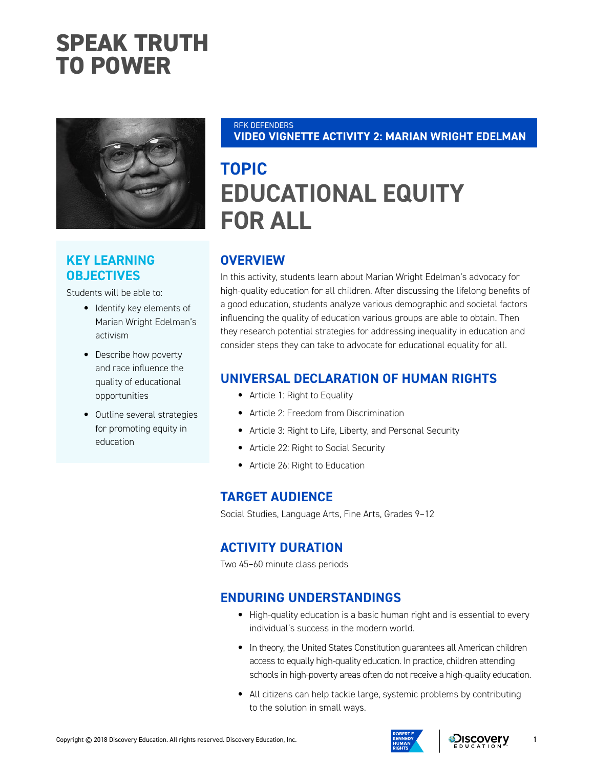# SPEAK TRUTH TO POWER

RFK DEFENDERS
**VIDEO VIGNETTE ACTIVITY 2: MARIAN WRIGHT EDELMAN**

## TOPIC
# EDUCATIONAL EQUITY FOR ALL

## KEY LEARNING OBJECTIVES

Students will be able to:

- Identify key elements of Marian Wright Edelman's activism
- Describe how poverty and race influence the quality of educational opportunities
- Outline several strategies for promoting equity in education

## OVERVIEW

In this activity, students learn about Marian Wright Edelman's advocacy for high-quality education for all children. After discussing the lifelong benefits of a good education, students analyze various demographic and societal factors influencing the quality of education various groups are able to obtain. Then they research potential strategies for addressing inequality in education and consider steps they can take to advocate for educational equality for all.

## UNIVERSAL DECLARATION OF HUMAN RIGHTS

- Article 1: Right to Equality
- Article 2: Freedom from Discrimination
- Article 3: Right to Life, Liberty, and Personal Security
- Article 22: Right to Social Security
- Article 26: Right to Education

## TARGET AUDIENCE

Social Studies, Language Arts, Fine Arts, Grades 9–12

## ACTIVITY DURATION

Two 45–60 minute class periods

## ENDURING UNDERSTANDINGS

- High-quality education is a basic human right and is essential to every individual's success in the modern world.
- In theory, the United States Constitution guarantees all American children access to equally high-quality education. In practice, children attending schools in high-poverty areas often do not receive a high-quality education.
- All citizens can help tackle large, systemic problems by contributing to the solution in small ways.

Copyright © 2018 Discovery Education. All rights reserved. Discovery Education, Inc.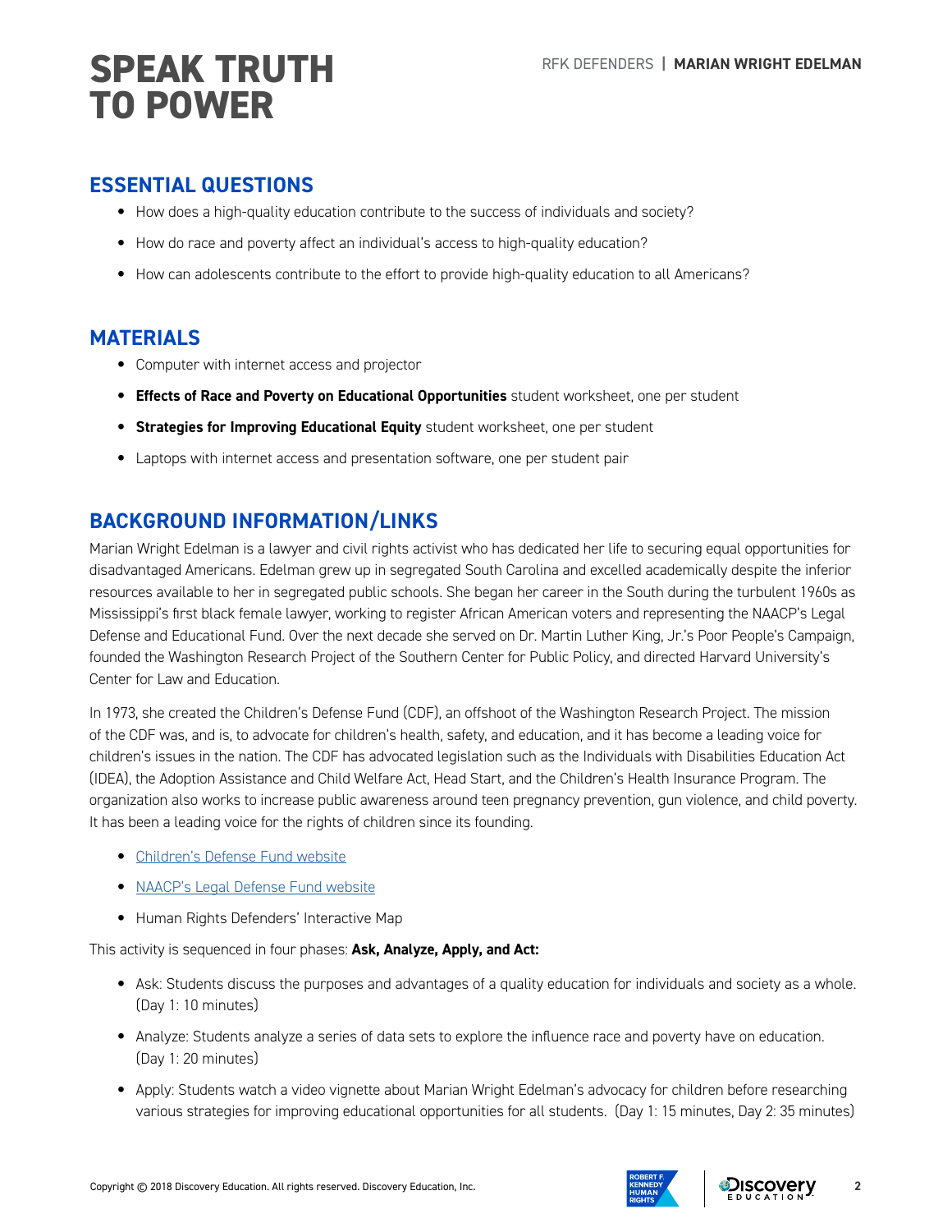# SPEAK TRUTH TO POWER

## ESSENTIAL QUESTIONS

- How does a high-quality education contribute to the success of individuals and society?
- How do race and poverty affect an individual's access to high-quality education?
- How can adolescents contribute to the effort to provide high-quality education to all Americans?

## MATERIALS

- Computer with internet access and projector
- **Effects of Race and Poverty on Educational Opportunities** student worksheet, one per student
- **Strategies for Improving Educational Equity** student worksheet, one per student
- Laptops with internet access and presentation software, one per student pair

## BACKGROUND INFORMATION/LINKS

Marian Wright Edelman is a lawyer and civil rights activist who has dedicated her life to securing equal opportunities for disadvantaged Americans. Edelman grew up in segregated South Carolina and excelled academically despite the inferior resources available to her in segregated public schools. She began her career in the South during the turbulent 1960s as Mississippi's first black female lawyer, working to register African American voters and representing the NAACP's Legal Defense and Educational Fund. Over the next decade she served on Dr. Martin Luther King, Jr.'s Poor People's Campaign, founded the Washington Research Project of the Southern Center for Public Policy, and directed Harvard University's Center for Law and Education.

In 1973, she created the Children's Defense Fund (CDF), an offshoot of the Washington Research Project. The mission of the CDF was, and is, to advocate for children's health, safety, and education, and it has become a leading voice for children's issues in the nation. The CDF has advocated legislation such as the Individuals with Disabilities Education Act (IDEA), the Adoption Assistance and Child Welfare Act, Head Start, and the Children's Health Insurance Program. The organization also works to increase public awareness around teen pregnancy prevention, gun violence, and child poverty. It has been a leading voice for the rights of children since its founding.

- Children's Defense Fund website
- NAACP's Legal Defense Fund website
- Human Rights Defenders' Interactive Map

This activity is sequenced in four phases: **Ask, Analyze, Apply, and Act:**

- Ask: Students discuss the purposes and advantages of a quality education for individuals and society as a whole. (Day 1: 10 minutes)
- Analyze: Students analyze a series of data sets to explore the influence race and poverty have on education. (Day 1: 20 minutes)
- Apply: Students watch a video vignette about Marian Wright Edelman's advocacy for children before researching various strategies for improving educational opportunities for all students. (Day 1: 15 minutes, Day 2: 35 minutes)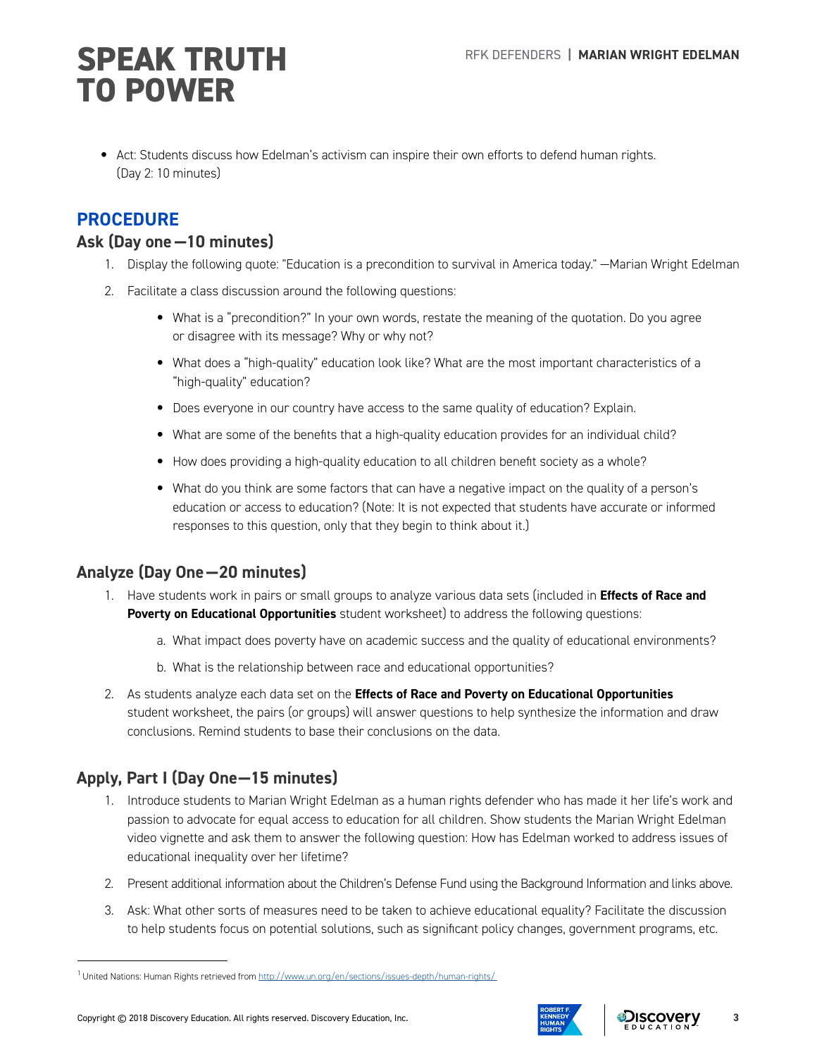- Act: Students discuss how Edelman's activism can inspire their own efforts to defend human rights. (Day 2: 10 minutes)

## PROCEDURE

### Ask (Day one—10 minutes)

1. Display the following quote: "Education is a precondition to survival in America today." —Marian Wright Edelman
2. Facilitate a class discussion around the following questions:
   - What is a "precondition?" In your own words, restate the meaning of the quotation. Do you agree or disagree with its message? Why or why not?
   - What does a "high-quality" education look like? What are the most important characteristics of a "high-quality" education?
   - Does everyone in our country have access to the same quality of education? Explain.
   - What are some of the benefits that a high-quality education provides for an individual child?
   - How does providing a high-quality education to all children benefit society as a whole?
   - What do you think are some factors that can have a negative impact on the quality of a person's education or access to education? (Note: It is not expected that students have accurate or informed responses to this question, only that they begin to think about it.)

### Analyze (Day One—20 minutes)

1. Have students work in pairs or small groups to analyze various data sets (included in **Effects of Race and Poverty on Educational Opportunities** student worksheet) to address the following questions:
   a. What impact does poverty have on academic success and the quality of educational environments?
   b. What is the relationship between race and educational opportunities?
2. As students analyze each data set on the **Effects of Race and Poverty on Educational Opportunities** student worksheet, the pairs (or groups) will answer questions to help synthesize the information and draw conclusions. Remind students to base their conclusions on the data.

### Apply, Part I (Day One—15 minutes)

1. Introduce students to Marian Wright Edelman as a human rights defender who has made it her life's work and passion to advocate for equal access to education for all children. Show students the Marian Wright Edelman video vignette and ask them to answer the following question: How has Edelman worked to address issues of educational inequality over her lifetime?
2. Present additional information about the Children's Defense Fund using the Background Information and links above.
3. Ask: What other sorts of measures need to be taken to achieve educational equality? Facilitate the discussion to help students focus on potential solutions, such as significant policy changes, government programs, etc.

---

[1] United Nations: Human Rights retrieved from http://www.un.org/en/sections/issues-depth/human-rights/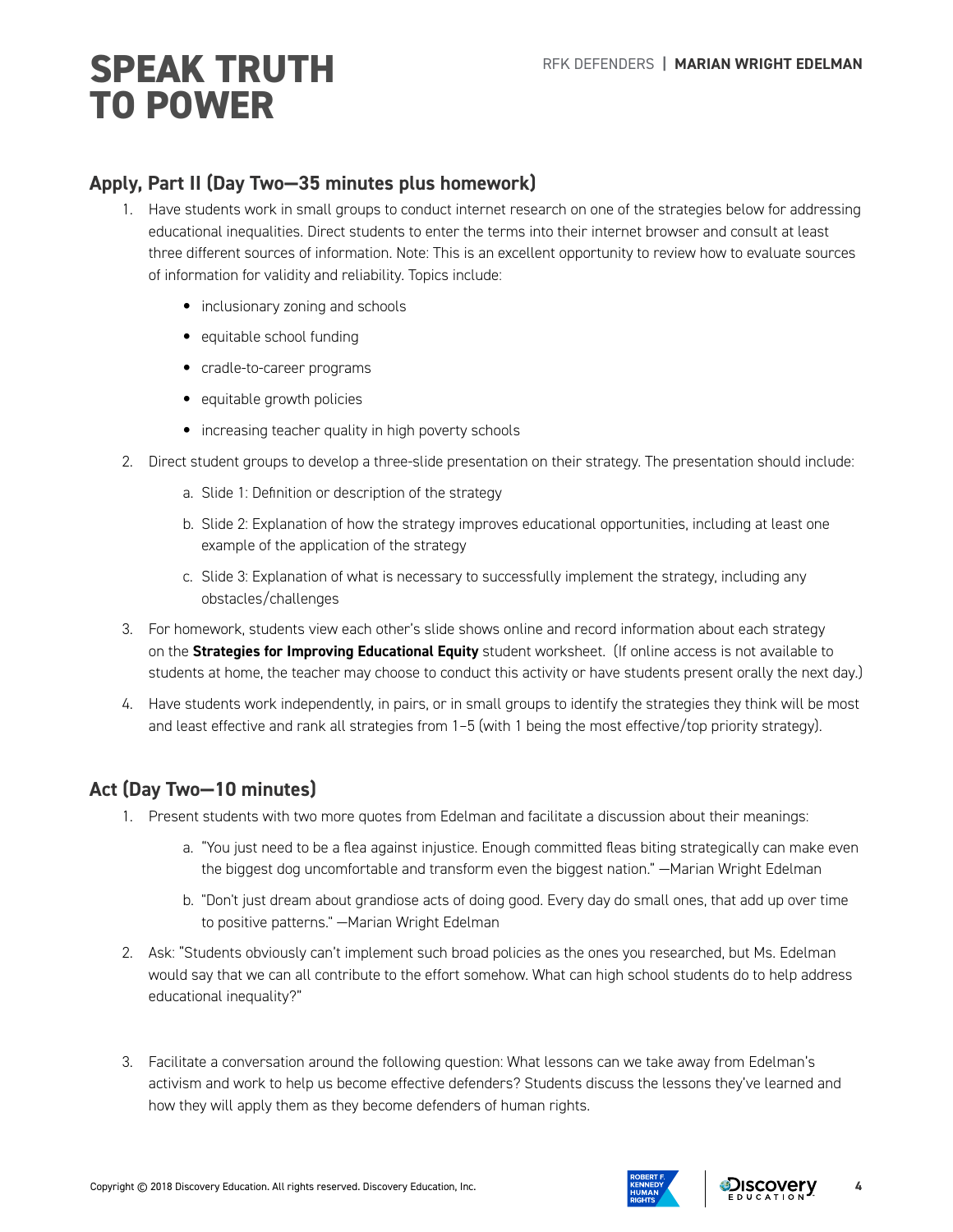## Apply, Part II (Day Two—35 minutes plus homework)

1. Have students work in small groups to conduct internet research on one of the strategies below for addressing educational inequalities. Direct students to enter the terms into their internet browser and consult at least three different sources of information. Note: This is an excellent opportunity to review how to evaluate sources of information for validity and reliability. Topics include:
   - inclusionary zoning and schools
   - equitable school funding
   - cradle-to-career programs
   - equitable growth policies
   - increasing teacher quality in high poverty schools
2. Direct student groups to develop a three-slide presentation on their strategy. The presentation should include:
   a. Slide 1: Definition or description of the strategy
   b. Slide 2: Explanation of how the strategy improves educational opportunities, including at least one example of the application of the strategy
   c. Slide 3: Explanation of what is necessary to successfully implement the strategy, including any obstacles/challenges
3. For homework, students view each other's slide shows online and record information about each strategy on the **Strategies for Improving Educational Equity** student worksheet. (If online access is not available to students at home, the teacher may choose to conduct this activity or have students present orally the next day.)
4. Have students work independently, in pairs, or in small groups to identify the strategies they think will be most and least effective and rank all strategies from 1–5 (with 1 being the most effective/top priority strategy).

## Act (Day Two—10 minutes)

1. Present students with two more quotes from Edelman and facilitate a discussion about their meanings:
   a. "You just need to be a flea against injustice. Enough committed fleas biting strategically can make even the biggest dog uncomfortable and transform even the biggest nation." —Marian Wright Edelman
   b. "Don't just dream about grandiose acts of doing good. Every day do small ones, that add up over time to positive patterns." —Marian Wright Edelman
2. Ask: "Students obviously can't implement such broad policies as the ones you researched, but Ms. Edelman would say that we can all contribute to the effort somehow. What can high school students do to help address educational inequality?"
3. Facilitate a conversation around the following question: What lessons can we take away from Edelman's activism and work to help us become effective defenders? Students discuss the lessons they've learned and how they will apply them as they become defenders of human rights.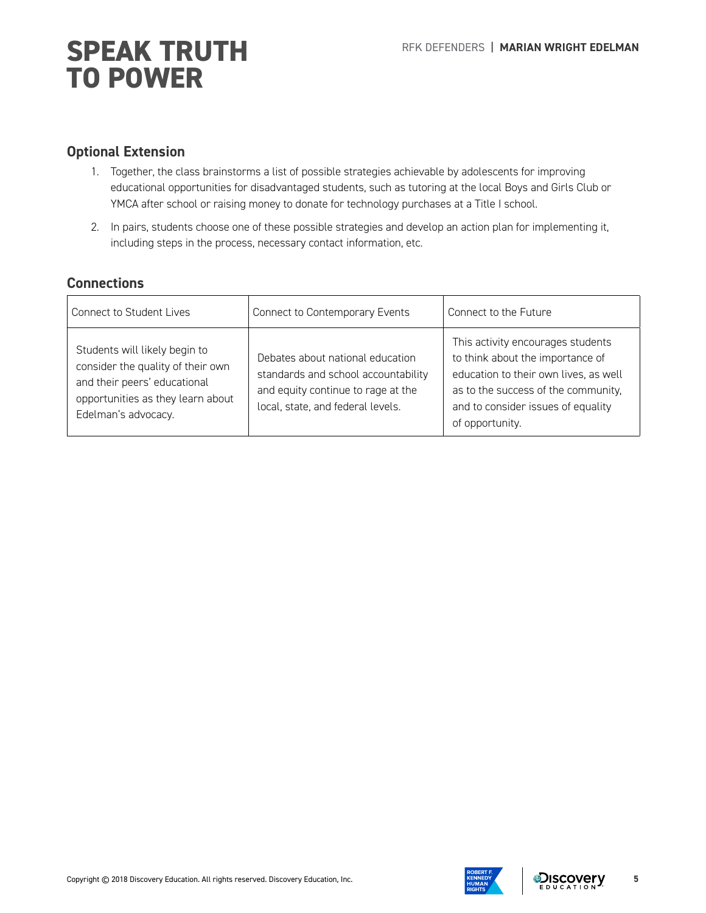## Optional Extension

1. Together, the class brainstorms a list of possible strategies achievable by adolescents for improving educational opportunities for disadvantaged students, such as tutoring at the local Boys and Girls Club or YMCA after school or raising money to donate for technology purchases at a Title I school.
2. In pairs, students choose one of these possible strategies and develop an action plan for implementing it, including steps in the process, necessary contact information, etc.

## Connections

| Connect to Student Lives | Connect to Contemporary Events | Connect to the Future |
| --- | --- | --- |
| Students will likely begin to consider the quality of their own and their peers' educational opportunities as they learn about Edelman's advocacy. | Debates about national education standards and school accountability and equity continue to rage at the local, state, and federal levels. | This activity encourages students to think about the importance of education to their own lives, as well as to the success of the community, and to consider issues of equality of opportunity. |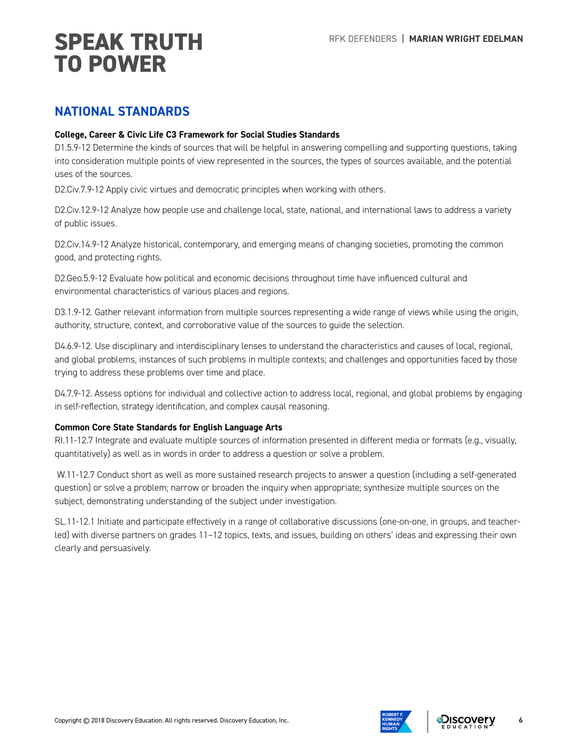## NATIONAL STANDARDS

**College, Career & Civic Life C3 Framework for Social Studies Standards**

D1.5.9-12 Determine the kinds of sources that will be helpful in answering compelling and supporting questions, taking into consideration multiple points of view represented in the sources, the types of sources available, and the potential uses of the sources.

D2.Civ.7.9-12 Apply civic virtues and democratic principles when working with others.

D2.Civ.12.9-12 Analyze how people use and challenge local, state, national, and international laws to address a variety of public issues.

D2.Civ.14.9-12 Analyze historical, contemporary, and emerging means of changing societies, promoting the common good, and protecting rights.

D2.Geo.5.9-12 Evaluate how political and economic decisions throughout time have influenced cultural and environmental characteristics of various places and regions.

D3.1.9-12. Gather relevant information from multiple sources representing a wide range of views while using the origin, authority, structure, context, and corroborative value of the sources to guide the selection.

D4.6.9-12. Use disciplinary and interdisciplinary lenses to understand the characteristics and causes of local, regional, and global problems; instances of such problems in multiple contexts; and challenges and opportunities faced by those trying to address these problems over time and place.

D4.7.9-12. Assess options for individual and collective action to address local, regional, and global problems by engaging in self-reflection, strategy identification, and complex causal reasoning.

**Common Core State Standards for English Language Arts**

RI.11-12.7 Integrate and evaluate multiple sources of information presented in different media or formats (e.g., visually, quantitatively) as well as in words in order to address a question or solve a problem.

W.11-12.7 Conduct short as well as more sustained research projects to answer a question (including a self-generated question) or solve a problem; narrow or broaden the inquiry when appropriate; synthesize multiple sources on the subject, demonstrating understanding of the subject under investigation.

SL.11-12.1 Initiate and participate effectively in a range of collaborative discussions (one-on-one, in groups, and teacher-led) with diverse partners on grades 11–12 topics, texts, and issues, building on others' ideas and expressing their own clearly and persuasively.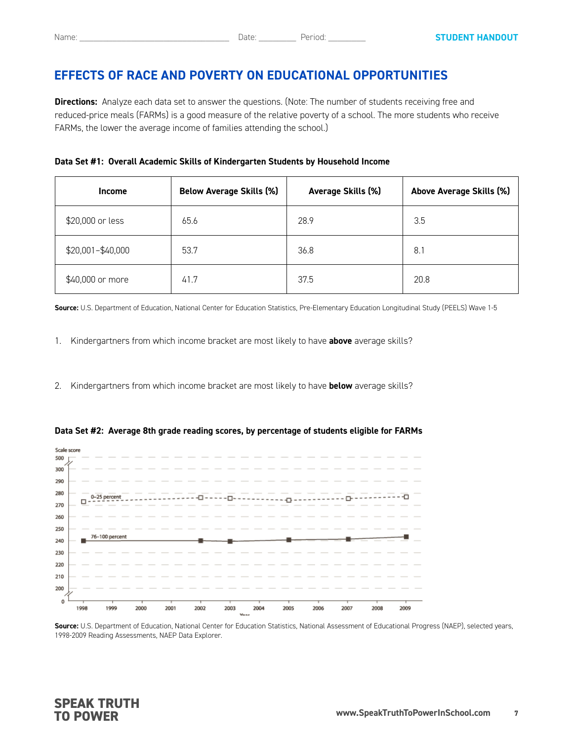Name: ______________________________ Date: _________ Period: _________

**STUDENT HANDOUT**

## EFFECTS OF RACE AND POVERTY ON EDUCATIONAL OPPORTUNITIES

**Directions:** Analyze each data set to answer the questions. (Note: The number of students receiving free and reduced-price meals (FARMs) is a good measure of the relative poverty of a school. The more students who receive FARMs, the lower the average income of families attending the school.)

**Data Set #1: Overall Academic Skills of Kindergarten Students by Household Income**

| Income | Below Average Skills (%) | Average Skills (%) | Above Average Skills (%) |
|---|---|---|---|
| $20,000 or less | 65.6 | 28.9 | 3.5 |
| $20,001–$40,000 | 53.7 | 36.8 | 8.1 |
| $40,000 or more | 41.7 | 37.5 | 20.8 |

**Source:** U.S. Department of Education, National Center for Education Statistics, Pre-Elementary Education Longitudinal Study (PEELS) Wave 1-5

1. Kindergartners from which income bracket are most likely to have **above** average skills?

2. Kindergartners from which income bracket are most likely to have **below** average skills?

**Data Set #2: Average 8th grade reading scores, by percentage of students eligible for FARMs**

**Source:** U.S. Department of Education, National Center for Education Statistics, National Assessment of Educational Progress (NAEP), selected years, 1998-2009 Reading Assessments, NAEP Data Explorer.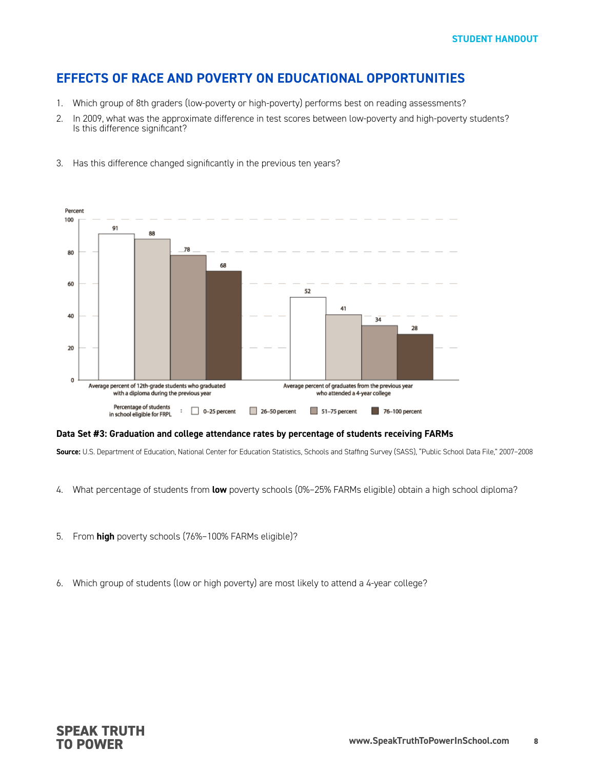## EFFECTS OF RACE AND POVERTY ON EDUCATIONAL OPPORTUNITIES

1. Which group of 8th graders (low-poverty or high-poverty) performs best on reading assessments?
2. In 2009, what was the approximate difference in test scores between low-poverty and high-poverty students? Is this difference significant?
3. Has this difference changed significantly in the previous ten years?

| Percentage of students in school eligible for FRPL | Average percent of 12th-grade students who graduated with a diploma during the previous year | Average percent of graduates from the previous year who attended a 4-year college |
|---|---|---|
| 0–25 percent | 91 | 52 |
| 26–50 percent | 88 | 41 |
| 51–75 percent | 78 | 34 |
| 76–100 percent | 68 | 28 |

**Data Set #3: Graduation and college attendance rates by percentage of students receiving FARMs**

**Source:** U.S. Department of Education, National Center for Education Statistics, Schools and Staffing Survey (SASS), "Public School Data File," 2007–2008

4. What percentage of students from **low** poverty schools (0%–25% FARMs eligible) obtain a high school diploma?
5. From **high** poverty schools (76%–100% FARMs eligible)?
6. Which group of students (low or high poverty) are most likely to attend a 4-year college?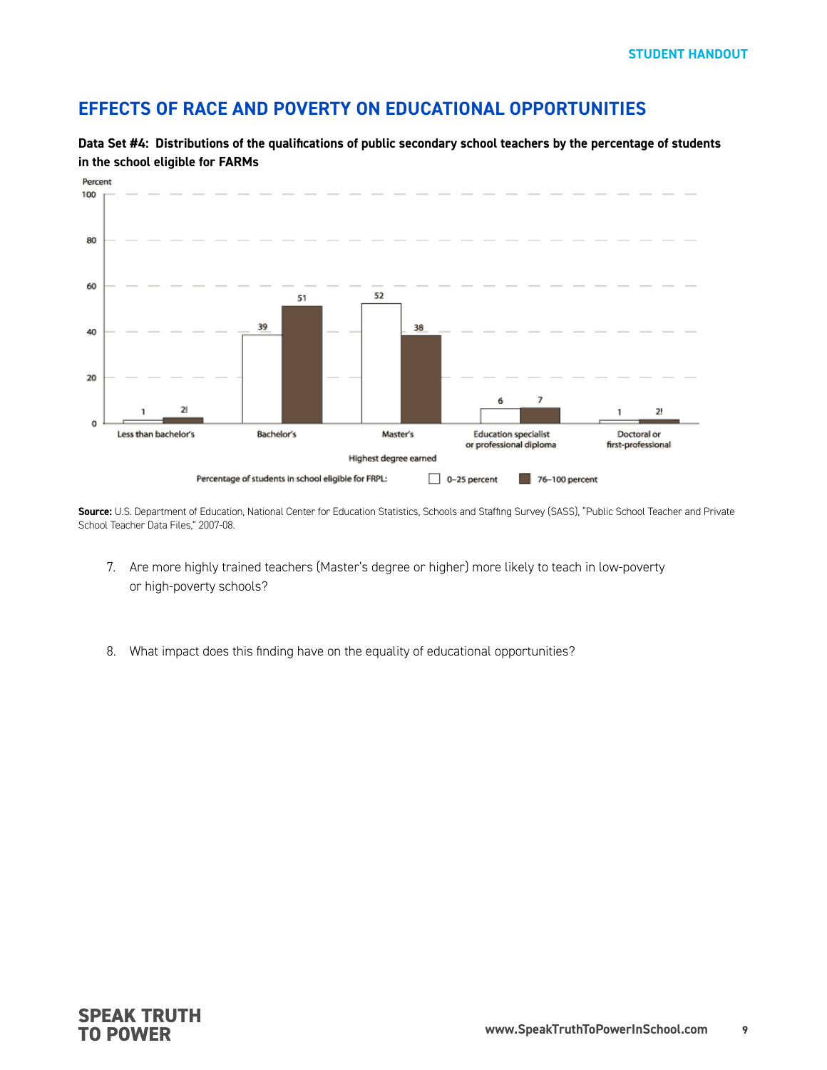## EFFECTS OF RACE AND POVERTY ON EDUCATIONAL OPPORTUNITIES

**Data Set #4: Distributions of the qualifications of public secondary school teachers by the percentage of students in the school eligible for FARMs**

| Highest degree earned | 0–25 percent | 76–100 percent |
| --- | --- | --- |
| Less than bachelor's | 1 | 2! |
| Bachelor's | 39 | 51 |
| Master's | 52 | 38 |
| Education specialist or professional diploma | 6 | 7 |
| Doctoral or first-professional | 1 | 2! |

Percentage of students in school eligible for FRPL: 0–25 percent; 76–100 percent

**Source:** U.S. Department of Education, National Center for Education Statistics, Schools and Staffing Survey (SASS), "Public School Teacher and Private School Teacher Data Files," 2007-08.

7. Are more highly trained teachers (Master's degree or higher) more likely to teach in low-poverty or high-poverty schools?

8. What impact does this finding have on the equality of educational opportunities?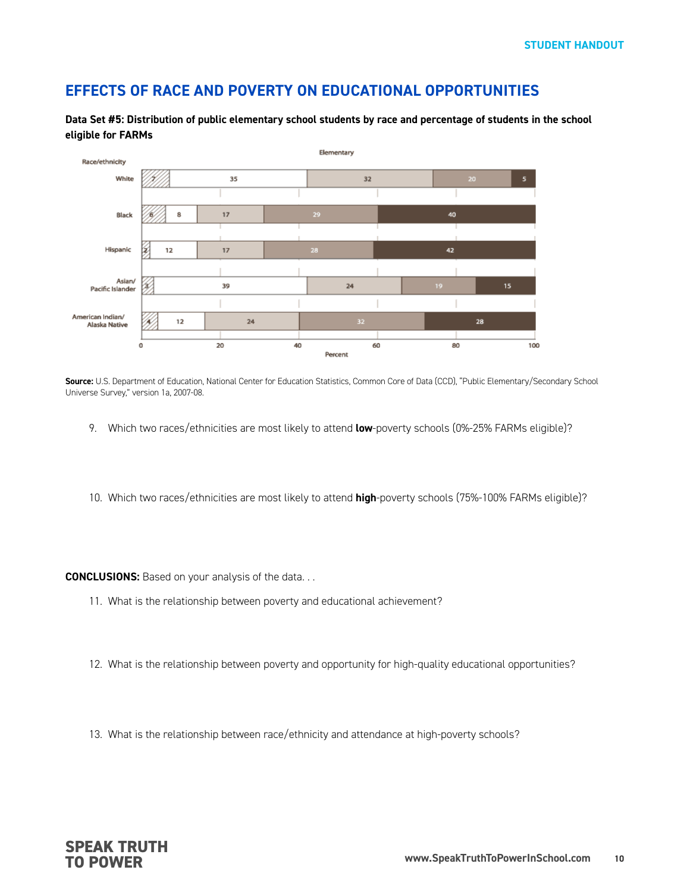**STUDENT HANDOUT**

## EFFECTS OF RACE AND POVERTY ON EDUCATIONAL OPPORTUNITIES

**Data Set #5: Distribution of public elementary school students by race and percentage of students in the school eligible for FARMs**

Elementary

| Race/ethnicity | | | | | |
|---|---|---|---|---|---|
| White | 7 | 35 | 32 | 20 | 5 |
| Black | 6 | 8 | 17 | 29 | 40 |
| Hispanic | 2 | 12 | 17 | 28 | 42 |
| Asian/ Pacific Islander | 3 | 39 | 24 | 19 | 15 |
| American Indian/ Alaska Native | 4 | 12 | 24 | 32 | 28 |

Percent (0, 20, 40, 60, 80, 100)

**Source:** U.S. Department of Education, National Center for Education Statistics, Common Core of Data (CCD), "Public Elementary/Secondary School Universe Survey," version 1a, 2007-08.

9. Which two races/ethnicities are most likely to attend **low**-poverty schools (0%-25% FARMs eligible)?

10. Which two races/ethnicities are most likely to attend **high**-poverty schools (75%-100% FARMs eligible)?

**CONCLUSIONS:** Based on your analysis of the data. . .

11. What is the relationship between poverty and educational achievement?

12. What is the relationship between poverty and opportunity for high-quality educational opportunities?

13. What is the relationship between race/ethnicity and attendance at high-poverty schools?

**SPEAK TRUTH TO POWER**

www.SpeakTruthToPowerInSchool.com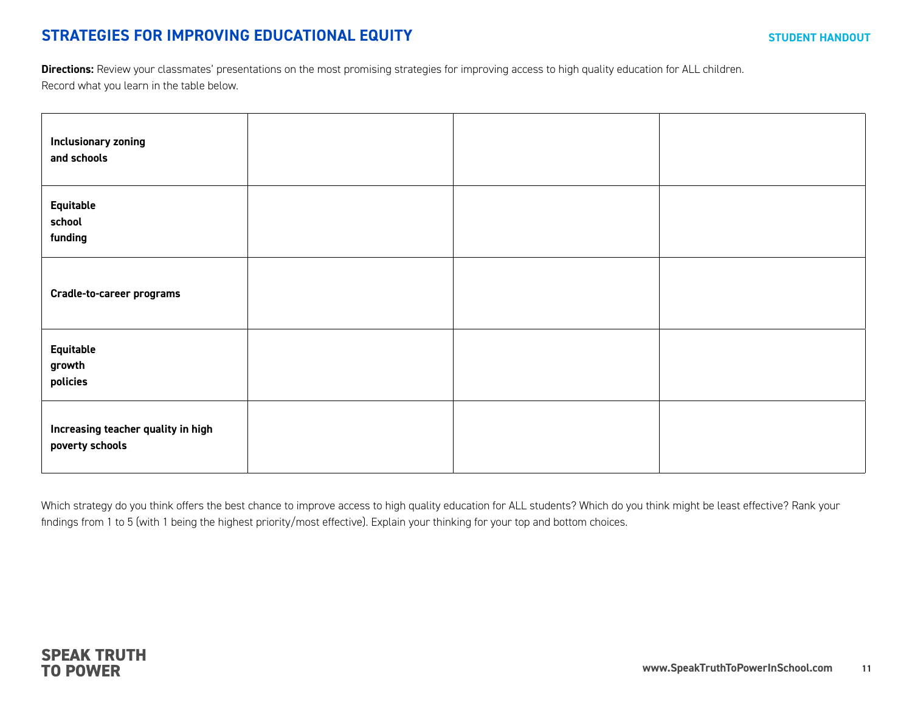## STRATEGIES FOR IMPROVING EDUCATIONAL EQUITY

STUDENT HANDOUT

**Directions:** Review your classmates' presentations on the most promising strategies for improving access to high quality education for ALL children. Record what you learn in the table below.

| | | | |
|---|---|---|---|
| **Inclusionary zoning and schools** | | | |
| **Equitable school funding** | | | |
| **Cradle-to-career programs** | | | |
| **Equitable growth policies** | | | |
| **Increasing teacher quality in high poverty schools** | | | |

Which strategy do you think offers the best chance to improve access to high quality education for ALL students? Which do you think might be least effective? Rank your findings from 1 to 5 (with 1 being the highest priority/most effective). Explain your thinking for your top and bottom choices.

**SPEAK TRUTH TO POWER**

**www.SpeakTruthToPowerInSchool.com**